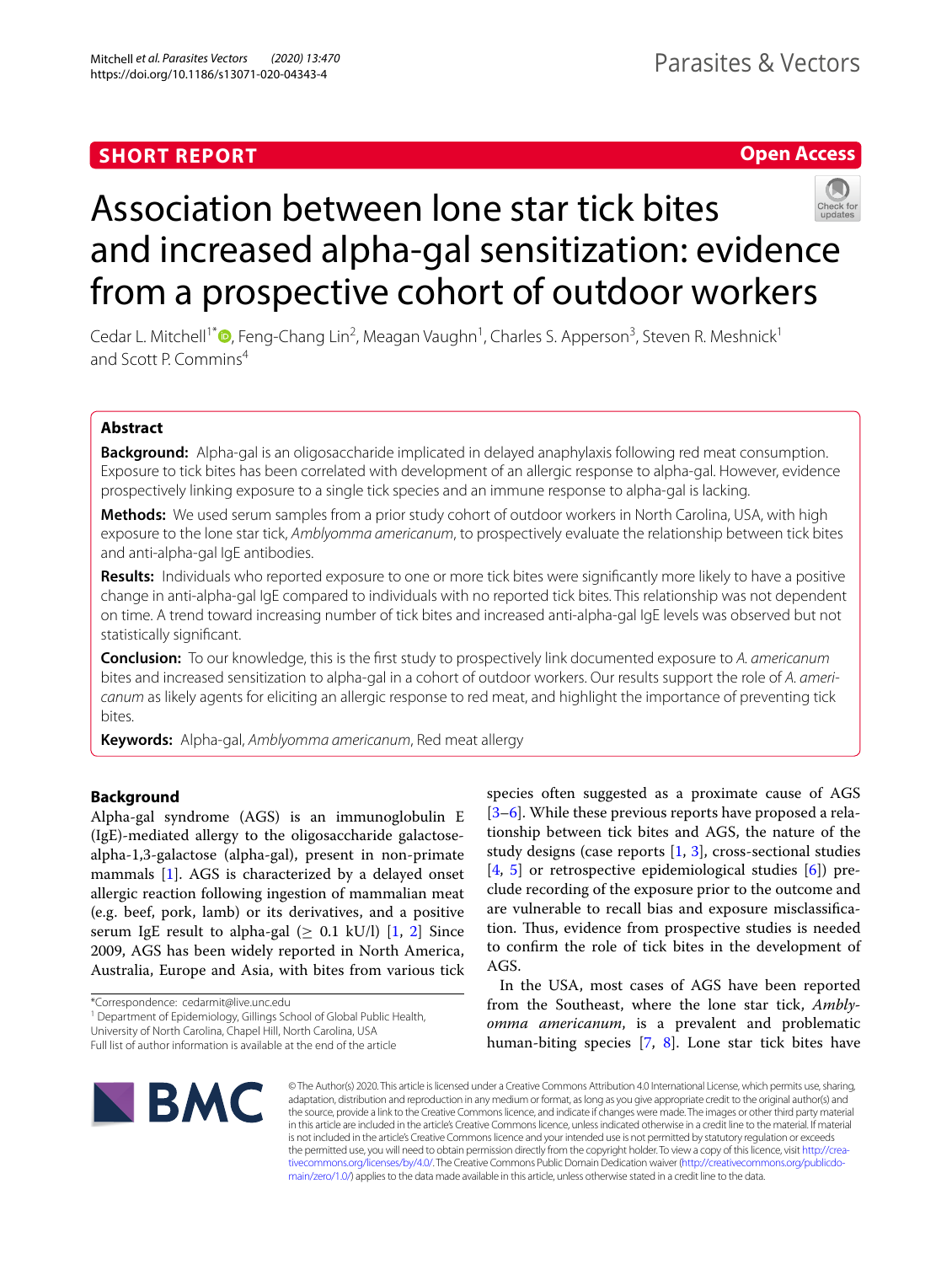SHORT REPORT

Open Access

# Association between lone star tick bites and increased alpha-gal sensitization: evidence from a prospective cohort of outdoor workers

Cedar L. Mitchell[1*], Feng-Chang Lin[2], Meagan Vaughn[1], Charles S. Apperson[3], Steven R. Meshnick[1] and Scott P. Commins[4]

## Abstract

**Background:** Alpha-gal is an oligosaccharide implicated in delayed anaphylaxis following red meat consumption. Exposure to tick bites has been correlated with development of an allergic response to alpha-gal. However, evidence prospectively linking exposure to a single tick species and an immune response to alpha-gal is lacking.

**Methods:** We used serum samples from a prior study cohort of outdoor workers in North Carolina, USA, with high exposure to the lone star tick, *Amblyomma americanum*, to prospectively evaluate the relationship between tick bites and anti-alpha-gal IgE antibodies.

**Results:** Individuals who reported exposure to one or more tick bites were significantly more likely to have a positive change in anti-alpha-gal IgE compared to individuals with no reported tick bites. This relationship was not dependent on time. A trend toward increasing number of tick bites and increased anti-alpha-gal IgE levels was observed but not statistically significant.

**Conclusion:** To our knowledge, this is the first study to prospectively link documented exposure to *A. americanum* bites and increased sensitization to alpha-gal in a cohort of outdoor workers. Our results support the role of *A. americanum* as likely agents for eliciting an allergic response to red meat, and highlight the importance of preventing tick bites.

**Keywords:** Alpha-gal, *Amblyomma americanum*, Red meat allergy

## Background

Alpha-gal syndrome (AGS) is an immunoglobulin E (IgE)-mediated allergy to the oligosaccharide galactose-alpha-1,3-galactose (alpha-gal), present in non-primate mammals [1]. AGS is characterized by a delayed onset allergic reaction following ingestion of mammalian meat (e.g. beef, pork, lamb) or its derivatives, and a positive serum IgE result to alpha-gal ($\geq$ 0.1 kU/l) [1, 2] Since 2009, AGS has been widely reported in North America, Australia, Europe and Asia, with bites from various tick species often suggested as a proximate cause of AGS [3–6]. While these previous reports have proposed a relationship between tick bites and AGS, the nature of the study designs (case reports [1, 3], cross-sectional studies [4, 5] or retrospective epidemiological studies [6]) preclude recording of the exposure prior to the outcome and are vulnerable to recall bias and exposure misclassification. Thus, evidence from prospective studies is needed to confirm the role of tick bites in the development of AGS.

In the USA, most cases of AGS have been reported from the Southeast, where the lone star tick, *Amblyomma americanum*, is a prevalent and problematic human-biting species [7, 8]. Lone star tick bites have

*Correspondence: cedarmit@live.unc.edu
[1] Department of Epidemiology, Gillings School of Global Public Health, University of North Carolina, Chapel Hill, North Carolina, USA
Full list of author information is available at the end of the article

© The Author(s) 2020. This article is licensed under a Creative Commons Attribution 4.0 International License, which permits use, sharing, adaptation, distribution and reproduction in any medium or format, as long as you give appropriate credit to the original author(s) and the source, provide a link to the Creative Commons licence, and indicate if changes were made. The images or other third party material in this article are included in the article's Creative Commons licence, unless indicated otherwise in a credit line to the material. If material is not included in the article's Creative Commons licence and your intended use is not permitted by statutory regulation or exceeds the permitted use, you will need to obtain permission directly from the copyright holder. To view a copy of this licence, visit http://creativecommons.org/licenses/by/4.0/. The Creative Commons Public Domain Dedication waiver (http://creativecommons.org/publicdomain/zero/1.0/) applies to the data made available in this article, unless otherwise stated in a credit line to the data.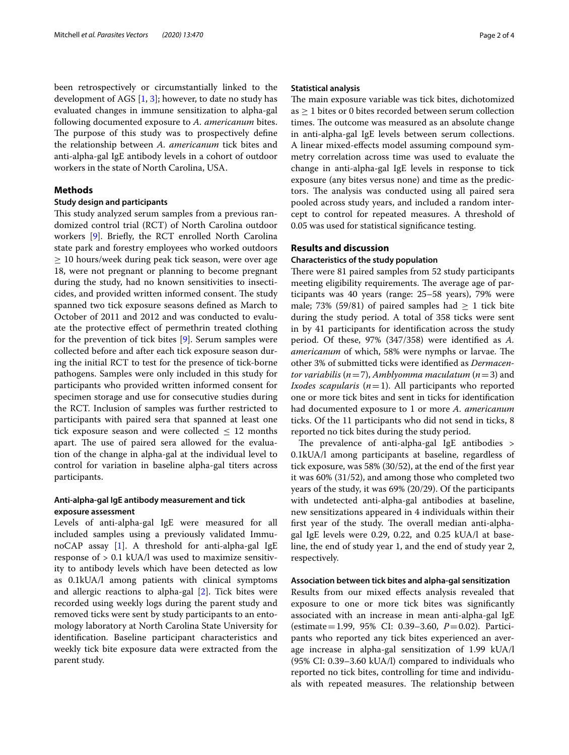been retrospectively or circumstantially linked to the development of AGS [1, 3]; however, to date no study has evaluated changes in immune sensitization to alpha-gal following documented exposure to *A. americanum* bites. The purpose of this study was to prospectively define the relationship between *A. americanum* tick bites and anti-alpha-gal IgE antibody levels in a cohort of outdoor workers in the state of North Carolina, USA.

## Methods

### Study design and participants

This study analyzed serum samples from a previous randomized control trial (RCT) of North Carolina outdoor workers [9]. Briefly, the RCT enrolled North Carolina state park and forestry employees who worked outdoors $\geq$ 10 hours/week during peak tick season, were over age 18, were not pregnant or planning to become pregnant during the study, had no known sensitivities to insecticides, and provided written informed consent. The study spanned two tick exposure seasons defined as March to October of 2011 and 2012 and was conducted to evaluate the protective effect of permethrin treated clothing for the prevention of tick bites [9]. Serum samples were collected before and after each tick exposure season during the initial RCT to test for the presence of tick-borne pathogens. Samples were only included in this study for participants who provided written informed consent for specimen storage and use for consecutive studies during the RCT. Inclusion of samples was further restricted to participants with paired sera that spanned at least one tick exposure season and were collected $\leq$ 12 months apart. The use of paired sera allowed for the evaluation of the change in alpha-gal at the individual level to control for variation in baseline alpha-gal titers across participants.

### Anti-alpha-gal IgE antibody measurement and tick exposure assessment

Levels of anti-alpha-gal IgE were measured for all included samples using a previously validated ImmunoCAP assay [1]. A threshold for anti-alpha-gal IgE response of > 0.1 kUA/l was used to maximize sensitivity to antibody levels which have been detected as low as 0.1kUA/l among patients with clinical symptoms and allergic reactions to alpha-gal [2]. Tick bites were recorded using weekly logs during the parent study and removed ticks were sent by study participants to an entomology laboratory at North Carolina State University for identification. Baseline participant characteristics and weekly tick bite exposure data were extracted from the parent study.

### Statistical analysis

The main exposure variable was tick bites, dichotomized as $\geq$ 1 bites or 0 bites recorded between serum collection times. The outcome was measured as an absolute change in anti-alpha-gal IgE levels between serum collections. A linear mixed-effects model assuming compound symmetry correlation across time was used to evaluate the change in anti-alpha-gal IgE levels in response to tick exposure (any bites versus none) and time as the predictors. The analysis was conducted using all paired sera pooled across study years, and included a random intercept to control for repeated measures. A threshold of 0.05 was used for statistical significance testing.

## Results and discussion

### Characteristics of the study population

There were 81 paired samples from 52 study participants meeting eligibility requirements. The average age of participants was 40 years (range: 25–58 years), 79% were male; 73% (59/81) of paired samples had $\geq$ 1 tick bite during the study period. A total of 358 ticks were sent in by 41 participants for identification across the study period. Of these, 97% (347/358) were identified as *A. americanum* of which, 58% were nymphs or larvae. The other 3% of submitted ticks were identified as *Dermacentor variabilis* ($n=7$), *Amblyomma maculatum* ($n=3$) and *Ixodes scapularis* ($n=1$). All participants who reported one or more tick bites and sent in ticks for identification had documented exposure to 1 or more *A. americanum* ticks. Of the 11 participants who did not send in ticks, 8 reported no tick bites during the study period.

The prevalence of anti-alpha-gal IgE antibodies > 0.1kUA/l among participants at baseline, regardless of tick exposure, was 58% (30/52), at the end of the first year it was 60% (31/52), and among those who completed two years of the study, it was 69% (20/29). Of the participants with undetected anti-alpha-gal antibodies at baseline, new sensitizations appeared in 4 individuals within their first year of the study. The overall median anti-alpha-gal IgE levels were 0.29, 0.22, and 0.25 kUA/l at baseline, the end of study year 1, and the end of study year 2, respectively.

### Association between tick bites and alpha-gal sensitization

Results from our mixed effects analysis revealed that exposure to one or more tick bites was significantly associated with an increase in mean anti-alpha-gal IgE (estimate = 1.99, 95% CI: 0.39–3.60, $P=0.02$). Participants who reported any tick bites experienced an average increase in alpha-gal sensitization of 1.99 kUA/l (95% CI: 0.39–3.60 kUA/l) compared to individuals who reported no tick bites, controlling for time and individuals with repeated measures. The relationship between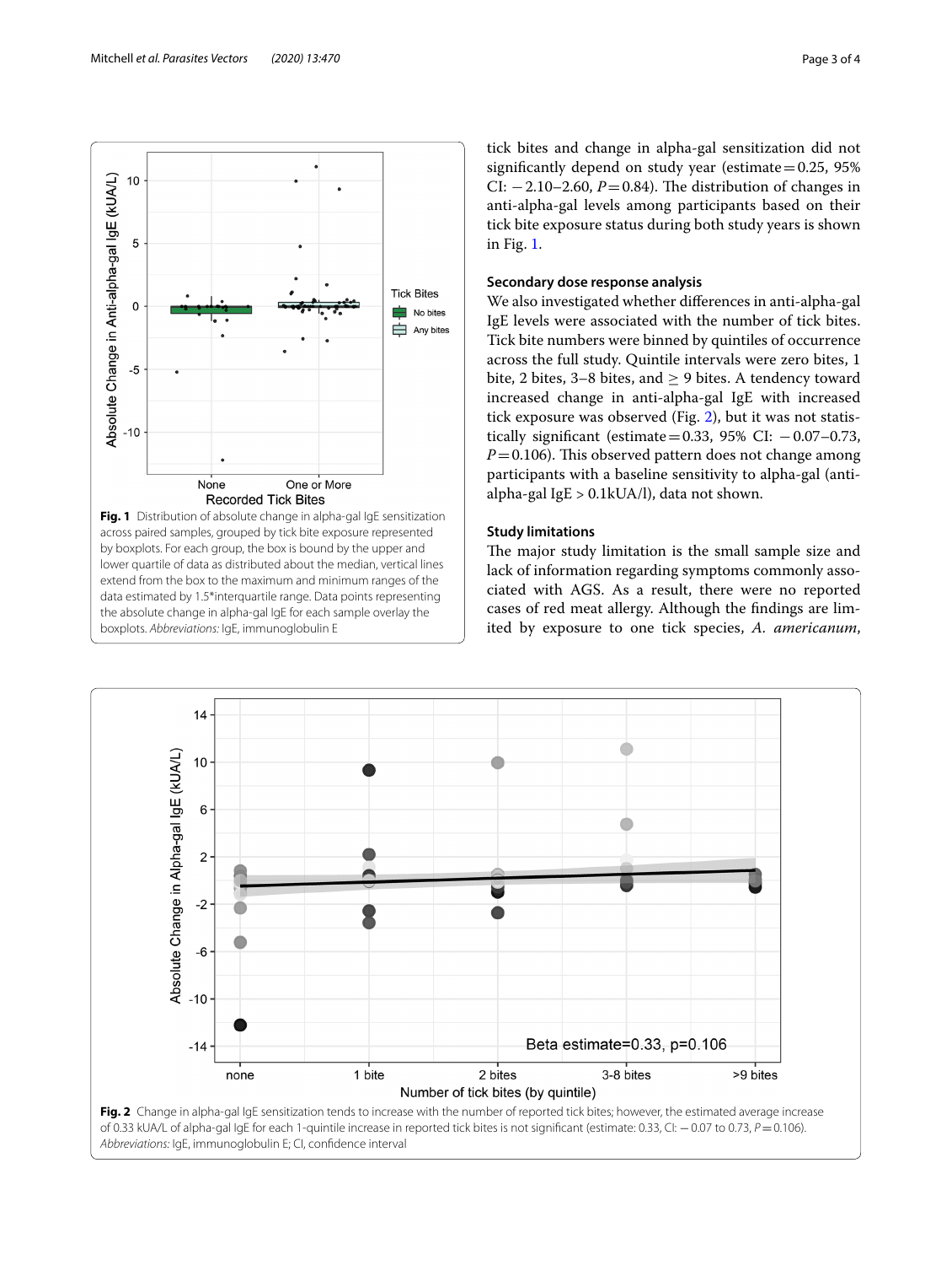**Fig. 1** Distribution of absolute change in alpha-gal IgE sensitization across paired samples, grouped by tick bite exposure represented by boxplots. For each group, the box is bound by the upper and lower quartile of data as distributed about the median, vertical lines extend from the box to the maximum and minimum ranges of the data estimated by 1.5*interquartile range. Data points representing the absolute change in alpha-gal IgE for each sample overlay the boxplots. *Abbreviations:* IgE, immunoglobulin E

tick bites and change in alpha-gal sensitization did not significantly depend on study year (estimate = 0.25, 95% CI: −2.10–2.60, $P = 0.84$). The distribution of changes in anti-alpha-gal levels among participants based on their tick bite exposure status during both study years is shown in Fig. 1.

### Secondary dose response analysis

We also investigated whether differences in anti-alpha-gal IgE levels were associated with the number of tick bites. Tick bite numbers were binned by quintiles of occurrence across the full study. Quintile intervals were zero bites, 1 bite, 2 bites, 3–8 bites, and ≥ 9 bites. A tendency toward increased change in anti-alpha-gal IgE with increased tick exposure was observed (Fig. 2), but it was not statistically significant (estimate = 0.33, 95% CI: −0.07–0.73, $P = 0.106$). This observed pattern does not change among participants with a baseline sensitivity to alpha-gal (anti-alpha-gal IgE > 0.1kUA/l), data not shown.

### Study limitations

The major study limitation is the small sample size and lack of information regarding symptoms commonly associated with AGS. As a result, there were no reported cases of red meat allergy. Although the findings are limited by exposure to one tick species, *A. americanum*,

**Fig. 2** Change in alpha-gal IgE sensitization tends to increase with the number of reported tick bites; however, the estimated average increase of 0.33 kUA/L of alpha-gal IgE for each 1-quintile increase in reported tick bites is not significant (estimate: 0.33, CI: −0.07 to 0.73, $P = 0.106$). *Abbreviations:* IgE, immunoglobulin E; CI, confidence interval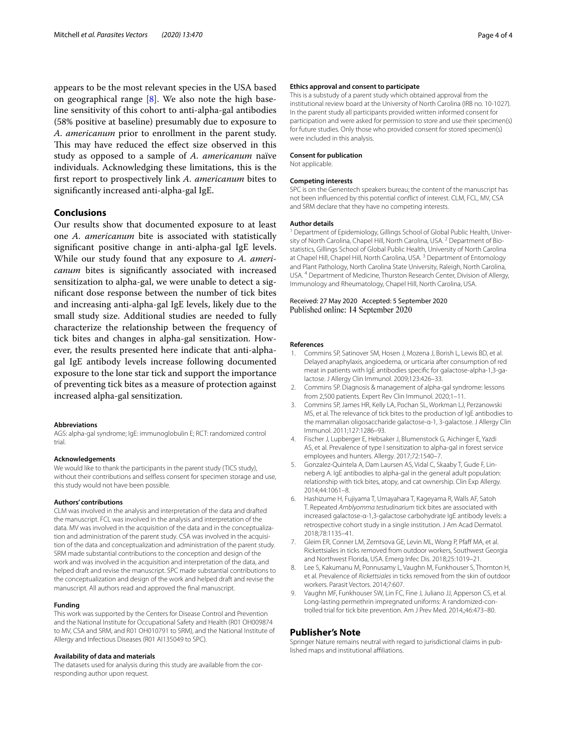appears to be the most relevant species in the USA based on geographical range [8]. We also note the high baseline sensitivity of this cohort to anti-alpha-gal antibodies (58% positive at baseline) presumably due to exposure to *A. americanum* prior to enrollment in the parent study. This may have reduced the effect size observed in this study as opposed to a sample of *A. americanum* naïve individuals. Acknowledging these limitations, this is the first report to prospectively link *A. americanum* bites to significantly increased anti-alpha-gal IgE.

## Conclusions

Our results show that documented exposure to at least one *A. americanum* bite is associated with statistically significant positive change in anti-alpha-gal IgE levels. While our study found that any exposure to *A. americanum* bites is significantly associated with increased sensitization to alpha-gal, we were unable to detect a significant dose response between the number of tick bites and increasing anti-alpha-gal IgE levels, likely due to the small study size. Additional studies are needed to fully characterize the relationship between the frequency of tick bites and changes in alpha-gal sensitization. However, the results presented here indicate that anti-alpha-gal IgE antibody levels increase following documented exposure to the lone star tick and support the importance of preventing tick bites as a measure of protection against increased alpha-gal sensitization.

#### Abbreviations

AGS: alpha-gal syndrome; IgE: immunoglobulin E; RCT: randomized control trial.

#### Acknowledgements

We would like to thank the participants in the parent study (TICS study), without their contributions and selfless consent for specimen storage and use, this study would not have been possible.

#### Authors' contributions

CLM was involved in the analysis and interpretation of the data and drafted the manuscript. FCL was involved in the analysis and interpretation of the data. MV was involved in the acquisition of the data and in the conceptualization and administration of the parent study. CSA was involved in the acquisition of the data and conceptualization and administration of the parent study. SRM made substantial contributions to the conception and design of the work and was involved in the acquisition and interpretation of the data, and helped draft and revise the manuscript. SPC made substantial contributions to the conceptualization and design of the work and helped draft and revise the manuscript. All authors read and approved the final manuscript.

#### Funding

This work was supported by the Centers for Disease Control and Prevention and the National Institute for Occupational Safety and Health (R01 OH009874 to MV, CSA and SRM, and R01 OH010791 to SRM), and the National Institute of Allergy and Infectious Diseases (R01 AI135049 to SPC).

#### Availability of data and materials

The datasets used for analysis during this study are available from the corresponding author upon request.

#### Ethics approval and consent to participate

This is a substudy of a parent study which obtained approval from the institutional review board at the University of North Carolina (IRB no. 10-1027). In the parent study all participants provided written informed consent for participation and were asked for permission to store and use their specimen(s) for future studies. Only those who provided consent for stored specimen(s) were included in this analysis.

#### Consent for publication

Not applicable.

#### Competing interests

SPC is on the Genentech speakers bureau; the content of the manuscript has not been influenced by this potential conflict of interest. CLM, FCL, MV, CSA and SRM declare that they have no competing interests.

#### Author details

[1] Department of Epidemiology, Gillings School of Global Public Health, University of North Carolina, Chapel Hill, North Carolina, USA. [2] Department of Biostatistics, Gillings School of Global Public Health, University of North Carolina at Chapel Hill, Chapel Hill, North Carolina, USA. [3] Department of Entomology and Plant Pathology, North Carolina State University, Raleigh, North Carolina, USA. [4] Department of Medicine, Thurston Research Center, Division of Allergy, Immunology and Rheumatology, Chapel Hill, North Carolina, USA.

Received: 27 May 2020 Accepted: 5 September 2020
Published online: 14 September 2020

#### References

1. Commins SP, Satinover SM, Hosen J, Mozena J, Borish L, Lewis BD, et al. Delayed anaphylaxis, angioedema, or urticaria after consumption of red meat in patients with IgE antibodies specific for galactose-alpha-1,3-galactose. J Allergy Clin Immunol. 2009;123:426–33.
2. Commins SP. Diagnosis & management of alpha-gal syndrome: lessons from 2,500 patients. Expert Rev Clin Immunol. 2020;1–11.
3. Commins SP, James HR, Kelly LA, Pochan SL, Workman LJ, Perzanowski MS, et al. The relevance of tick bites to the production of IgE antibodies to the mammalian oligosaccharide galactose-α-1, 3-galactose. J Allergy Clin Immunol. 2011;127:1286–93.
4. Fischer J, Lupberger E, Hebsaker J, Blumenstock G, Aichinger E, Yazdi AS, et al. Prevalence of type I sensitization to alpha-gal in forest service employees and hunters. Allergy. 2017;72:1540–7.
5. Gonzalez-Quintela A, Dam Laursen AS, Vidal C, Skaaby T, Gude F, Linneberg A. IgE antibodies to alpha-gal in the general adult population: relationship with tick bites, atopy, and cat ownership. Clin Exp Allergy. 2014;44:1061–8.
6. Hashizume H, Fujiyama T, Umayahara T, Kageyama R, Walls AF, Satoh T. Repeated *Amblyomma testudinarium* tick bites are associated with increased galactose-α-1,3-galactose carbohydrate IgE antibody levels: a retrospective cohort study in a single institution. J Am Acad Dermatol. 2018;78:1135–41.
7. Gleim ER, Conner LM, Zemtsova GE, Levin ML, Wong P, Pfaff MA, et al. Rickettsiales in ticks removed from outdoor workers, Southwest Georgia and Northwest Florida, USA. Emerg Infec Dis. 2018;25:1019–21.
8. Lee S, Kakumanu M, Ponnusamy L, Vaughn M, Funkhouser S, Thornton H, et al. Prevalence of *Rickettsiales* in ticks removed from the skin of outdoor workers. Parasit Vectors. 2014;7:607.
9. Vaughn MF, Funkhouser SW, Lin FC, Fine J, Juliano JJ, Apperson CS, et al. Long-lasting permethrin impregnated uniforms: A randomized-controlled trial for tick bite prevention. Am J Prev Med. 2014;;46:473–80.

## Publisher's Note

Springer Nature remains neutral with regard to jurisdictional claims in published maps and institutional affiliations.